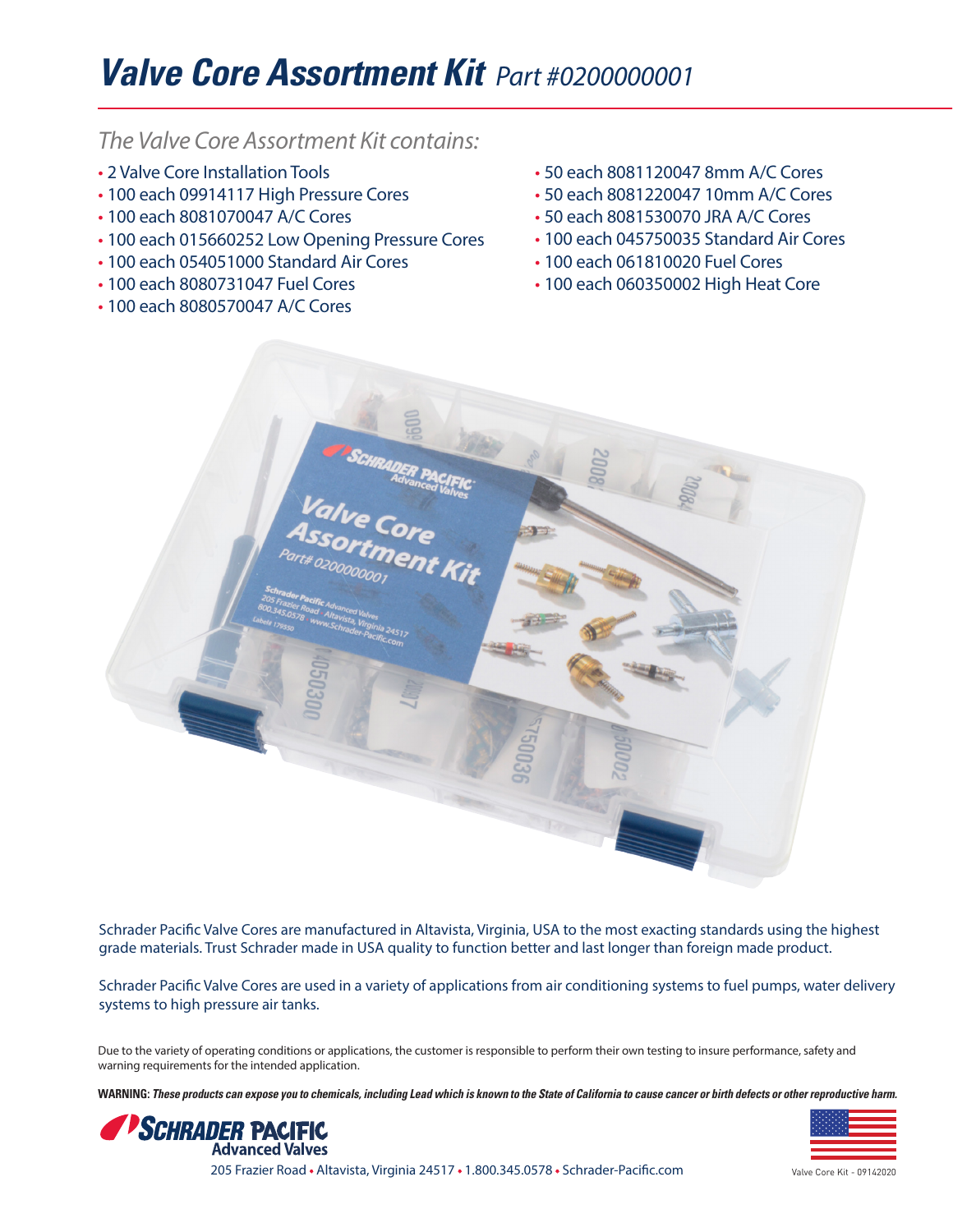# Valve Core Assortment Kit *Part #0200000001*

*The Valve Core Assortment Kit contains:*

- 2 Valve Core Installation Tools
- 100 each 09914117 High Pressure Cores
- 100 each 8081070047 A/C Cores
- 100 each 015660252 Low Opening Pressure Cores
- 100 each 054051000 Standard Air Cores
- 100 each 8080731047 Fuel Cores
- 100 each 8080570047 A/C Cores
- 50 each 8081120047 8mm A/C Cores
- 50 each 8081220047 10mm A/C Cores
- 50 each 8081530070 JRA A/C Cores
- 100 each 045750035 Standard Air Cores
- 100 each 061810020 Fuel Cores
- 100 each 060350002 High Heat Core

Schrader Pacific Valve Cores are manufactured in Altavista, Virginia, USA to the most exacting standards using the highest grade materials. Trust Schrader made in USA quality to function better and last longer than foreign made product.

Schrader Pacific Valve Cores are used in a variety of applications from air conditioning systems to fuel pumps, water delivery systems to high pressure air tanks.

Due to the variety of operating conditions or applications, the customer is responsible to perform their own testing to insure performance, safety and warning requirements for the intended application.

**WARNING:** ***These products can expose you to chemicals, including Lead which is known to the State of California to cause cancer or birth defects or other reproductive harm.***

**SCHRADER PACIFIC Advanced Valves**

205 Frazier Road • Altavista, Virginia 24517 • 1.800.345.0578 • Schrader-Pacific.com

Valve Core Kit - 09142020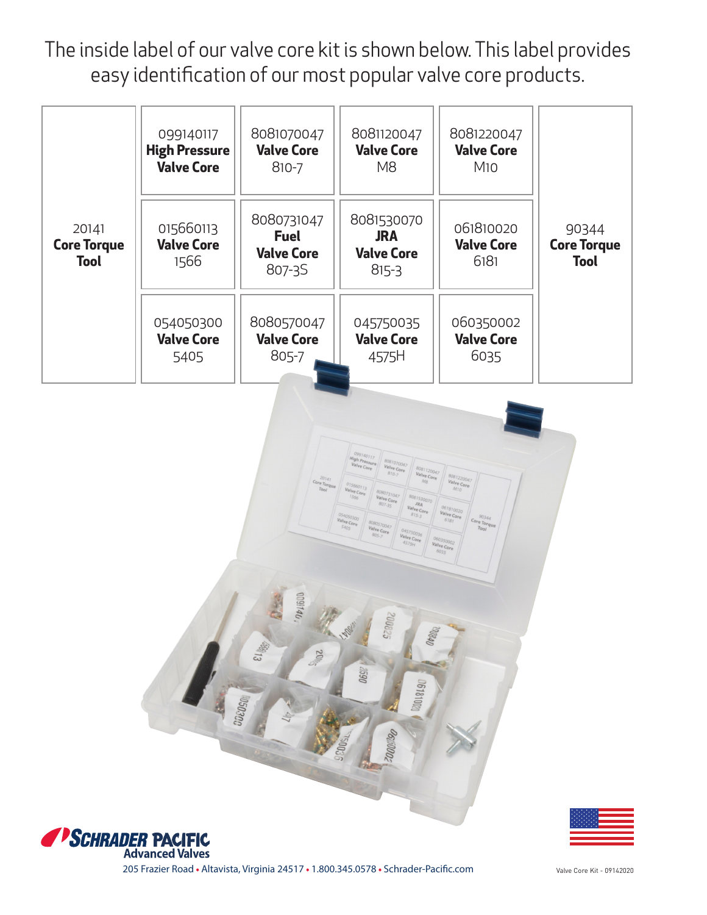The inside label of our valve core kit is shown below. This label provides easy identification of our most popular valve core products.

| | | | | | |
|---|---|---|---|---|---|
| 20141 **Core Torque Tool** | 099140117 **High Pressure Valve Core** | 8081070047 **Valve Core** 810-7 | 8081120047 **Valve Core** M8 | 8081220047 **Valve Core** M10 | 90344 **Core Torque Tool** |
| | 015660113 **Valve Core** 1566 | 8080731047 **Fuel Valve Core** 807-3S | 8081530070 **JRA Valve Core** 815-3 | 061810020 **Valve Core** 6181 | |
| | 054050300 **Valve Core** 5405 | 8080570047 **Valve Core** 805-7 | 045750035 **Valve Core** 4575H | 060350002 **Valve Core** 6035 | |

**SCHRADER PACIFIC**
Advanced Valves

205 Frazier Road • Altavista, Virginia 24517 • 1.800.345.0578 • Schrader-Pacific.com

Valve Core Kit - 09142020